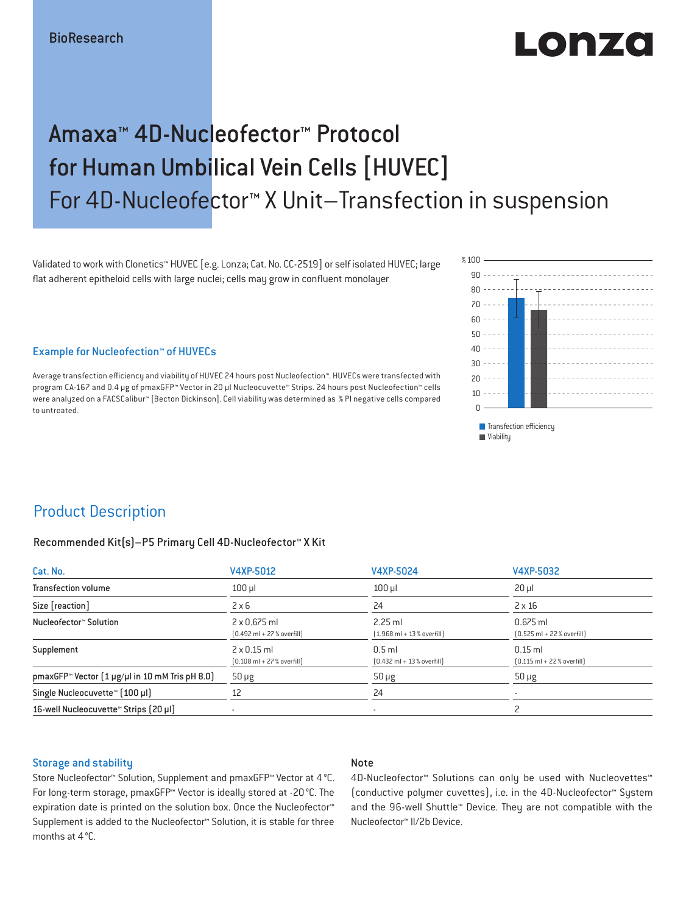BioResearch

# Amaxa™ 4D-Nucleofector™ Protocol for Human Umbilical Vein Cells [HUVEC]

## For 4D-Nucleofector™ X Unit–Transfection in suspension

Validated to work with Clonetics™ HUVEC [e.g. Lonza; Cat. No. CC-2519] or self isolated HUVEC; large flat adherent epitheloid cells with large nuclei; cells may grow in confluent monolayer

### Example for Nucleofection™ of HUVECs

Average transfection efficiency and viability of HUVEC 24 hours post Nucleofection™. HUVECs were transfected with program CA-167 and 0.4 µg of pmaxGFP™ Vector in 20 µl Nucleocuvette™ Strips. 24 hours post Nucleofection™ cells were analyzed on a FACSCalibur™ [Becton Dickinson]. Cell viability was determined as % PI negative cells compared to untreated.

■ Transfection efficiency
■ Viability

## Product Description

### Recommended Kit(s)–P5 Primary Cell 4D-Nucleofector™ X Kit

| Cat. No. | V4XP-5012 | V4XP-5024 | V4XP-5032 |
|---|---|---|---|
| Transfection volume | 100 µl | 100 µl | 20 µl |
| Size [reaction] | 2 x 6 | 24 | 2 x 16 |
| Nucleofector™ Solution | 2 x 0.675 ml [0.492 ml + 27 % overfill] | 2.25 ml [1.968 ml + 13 % overfill] | 0.675 ml [0.525 ml + 22 % overfill] |
| Supplement | 2 x 0.15 ml [0.108 ml + 27 % overfill] | 0.5 ml [0.432 ml + 13 % overfill] | 0.15 ml [0.115 ml + 22 % overfill] |
| pmaxGFP™ Vector [1 µg/µl in 10 mM Tris pH 8.0] | 50 µg | 50 µg | 50 µg |
| Single Nucleocuvette™ [100 µl] | 12 | 24 | - |
| 16-well Nucleocuvette™ Strips [20 µl] | - | - | 2 |

### Storage and stability

Store Nucleofector™ Solution, Supplement and pmaxGFP™ Vector at 4 °C. For long-term storage, pmaxGFP™ Vector is ideally stored at -20 °C. The expiration date is printed on the solution box. Once the Nucleofector™ Supplement is added to the Nucleofector™ Solution, it is stable for three months at 4 °C.

### Note

4D-Nucleofector™ Solutions can only be used with Nucleovettes™ [conductive polymer cuvettes], i.e. in the 4D-Nucleofector™ System and the 96-well Shuttle™ Device. They are not compatible with the Nucleofector™ II/2b Device.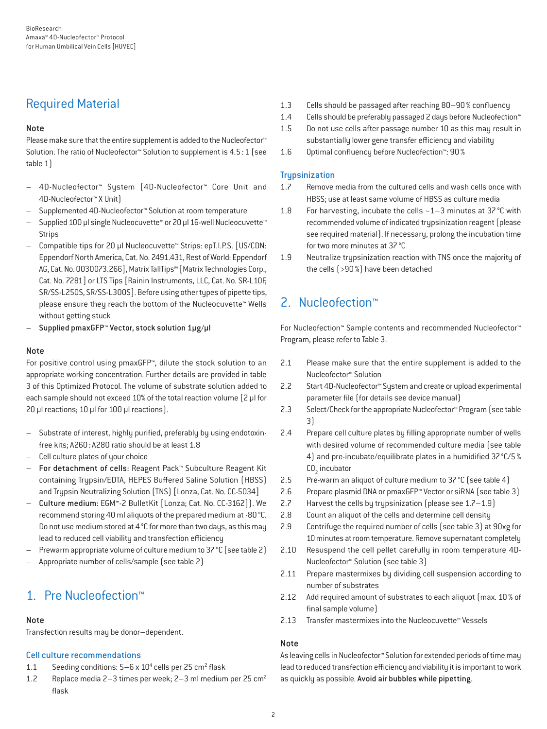## Required Material

### Note

Please make sure that the entire supplement is added to the Nucleofector™ Solution. The ratio of Nucleofector™ Solution to supplement is 4.5 : 1 (see table 1)

- 4D-Nucleofector™ System (4D-Nucleofector™ Core Unit and 4D-Nucleofector™ X Unit)
- Supplemented 4D-Nucleofector™ Solution at room temperature
- Supplied 100 µl single Nucleocuvette™ or 20 µl 16-well Nucleocuvette™ Strips
- Compatible tips for 20 µl Nucleocuvette™ Strips: epT.I.P.S. [US/CDN: Eppendorf North America, Cat. No. 2491.431, Rest of World: Eppendorf AG, Cat. No. 0030073.266], Matrix TallTips® [Matrix Technologies Corp., Cat. No. 7281] or LTS Tips [Rainin Instruments, LLC, Cat. No. SR-L10F, SR/SS-L250S, SR/SS-L300S]. Before using other types of pipette tips, please ensure they reach the bottom of the Nucleocuvette™ Wells without getting stuck
- **Supplied pmaxGFP™ Vector, stock solution 1µg/µl**

### Note

For positive control using pmaxGFP™, dilute the stock solution to an appropriate working concentration. Further details are provided in table 3 of this Optimized Protocol. The volume of substrate solution added to each sample should not exceed 10% of the total reaction volume (2 µl for 20 µl reactions; 10 µl for 100 µl reactions).

- Substrate of interest, highly purified, preferably by using endotoxin-free kits; A260 : A280 ratio should be at least 1.8
- Cell culture plates of your choice
- **For detachment of cells:** Reagent Pack™ Subculture Reagent Kit containing Trypsin/EDTA, HEPES Buffered Saline Solution (HBSS) and Trypsin Neutralizing Solution (TNS) [Lonza, Cat. No. CC-5034]
- **Culture medium:** EGM™-2 BulletKit [Lonza; Cat. No. CC-3162]). We recommend storing 40 ml aliquots of the prepared medium at -80 °C. Do not use medium stored at 4 °C for more than two days, as this may lead to reduced cell viability and transfection efficiency
- Prewarm appropriate volume of culture medium to 37 °C (see table 2)
- Appropriate number of cells/sample (see table 2)

## 1. Pre Nucleofection™

### Note

Transfection results may be donor–dependent.

### Cell culture recommendations

1.1 Seeding conditions: 5–6 x $10^4$ cells per 25 $cm^2$ flask

1.2 Replace media 2–3 times per week; 2–3 ml medium per 25 $cm^2$ flask

1.3 Cells should be passaged after reaching 80–90 % confluency

1.4 Cells should be preferably passaged 2 days before Nucleofection™

1.5 Do not use cells after passage number 10 as this may result in substantially lower gene transfer efficiency and viability

1.6 Optimal confluency before Nucleofection™: 90 %

### Trypsinization

1.7 Remove media from the cultured cells and wash cells once with HBSS; use at least same volume of HBSS as culture media

1.8 For harvesting, incubate the cells ~1–3 minutes at 37 °C with recommended volume of indicated trypsinization reagent (please see required material). If necessary, prolong the incubation time for two more minutes at 37 °C

1.9 Neutralize trypsinization reaction with TNS once the majority of the cells (>90 %) have been detached

## 2. Nucleofection™

For Nucleofection™ Sample contents and recommended Nucleofector™ Program, please refer to Table 3.

2.1 Please make sure that the entire supplement is added to the Nucleofector™ Solution

2.2 Start 4D-Nucleofector™ System and create or upload experimental parameter file (for details see device manual)

2.3 Select/Check for the appropriate Nucleofector™ Program (see table 3)

2.4 Prepare cell culture plates by filling appropriate number of wells with desired volume of recommended culture media (see table 4) and pre-incubate/equilibrate plates in a humidified 37 °C/5 % $CO_2$ incubator

2.5 Pre-warm an aliquot of culture medium to 37 °C (see table 4)

2.6 Prepare plasmid DNA or pmaxGFP™ Vector or siRNA (see table 3)

2.7 Harvest the cells by trypsinization (please see 1.7–1.9)

2.8 Count an aliquot of the cells and determine cell density

2.9 Centrifuge the required number of cells (see table 3) at 90xg for 10 minutes at room temperature. Remove supernatant completely

2.10 Resuspend the cell pellet carefully in room temperature 4D-Nucleofector™ Solution (see table 3)

2.11 Prepare mastermixes by dividing cell suspension according to number of substrates

2.12 Add required amount of substrates to each aliquot (max. 10 % of final sample volume)

2.13 Transfer mastermixes into the Nucleocuvette™ Vessels

### Note

As leaving cells in Nucleofector™ Solution for extended periods of time may lead to reduced transfection efficiency and viability it is important to work as quickly as possible. **Avoid air bubbles while pipetting.**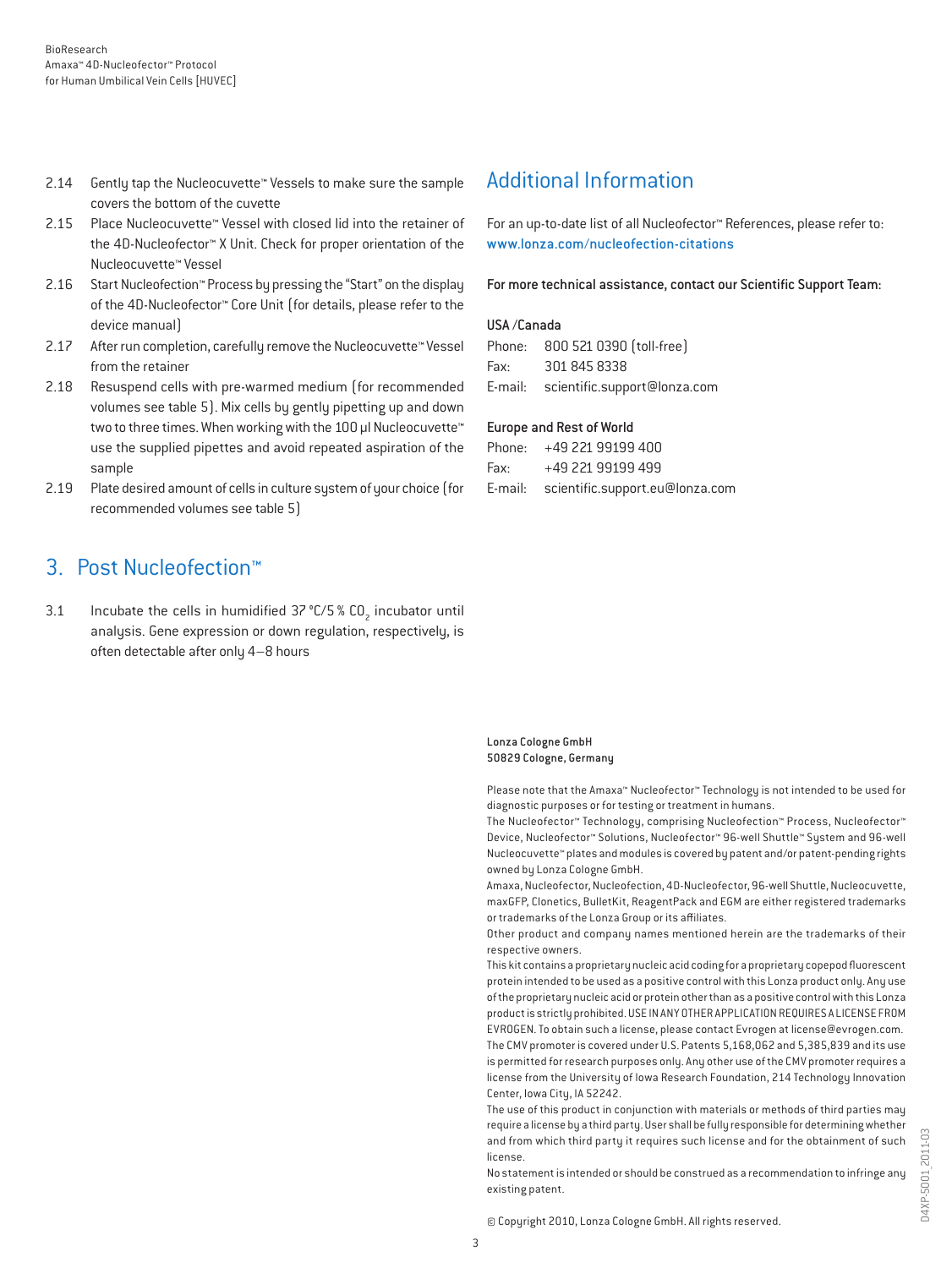2.14 Gently tap the Nucleocuvette™ Vessels to make sure the sample covers the bottom of the cuvette

2.15 Place Nucleocuvette™ Vessel with closed lid into the retainer of the 4D-Nucleofector™ X Unit. Check for proper orientation of the Nucleocuvette™ Vessel

2.16 Start Nucleofection™ Process by pressing the "Start" on the display of the 4D-Nucleofector™ Core Unit (for details, please refer to the device manual)

2.17 After run completion, carefully remove the Nucleocuvette™ Vessel from the retainer

2.18 Resuspend cells with pre-warmed medium (for recommended volumes see table 5). Mix cells by gently pipetting up and down two to three times. When working with the 100 µl Nucleocuvette™ use the supplied pipettes and avoid repeated aspiration of the sample

2.19 Plate desired amount of cells in culture system of your choice (for recommended volumes see table 5)

## 3. Post Nucleofection™

3.1 Incubate the cells in humidified 37 °C/5 % $CO_2$ incubator until analysis. Gene expression or down regulation, respectively, is often detectable after only 4–8 hours

## Additional Information

For an up-to-date list of all Nucleofector™ References, please refer to: www.lonza.com/nucleofection-citations

For more technical assistance, contact our Scientific Support Team:

**USA /Canada**

Phone: 800 521 0390 (toll-free)
Fax: 301 845 8338
E-mail: scientific.support@lonza.com

**Europe and Rest of World**

Phone: +49 221 99199 400
Fax: +49 221 99199 499
E-mail: scientific.support.eu@lonza.com

**Lonza Cologne GmbH**
**50829 Cologne, Germany**

Please note that the Amaxa™ Nucleofector™ Technology is not intended to be used for diagnostic purposes or for testing or treatment in humans.
The Nucleofector™ Technology, comprising Nucleofection™ Process, Nucleofector™ Device, Nucleofector™ Solutions, Nucleofector™ 96-well Shuttle™ System and 96-well Nucleocuvette™ plates and modules is covered by patent and/or patent-pending rights owned by Lonza Cologne GmbH.
Amaxa, Nucleofector, Nucleofection, 4D-Nucleofector, 96-well Shuttle, Nucleocuvette, maxGFP, Clonetics, BulletKit, ReagentPack and EGM are either registered trademarks or trademarks of the Lonza Group or its affiliates.
Other product and company names mentioned herein are the trademarks of their respective owners.
This kit contains a proprietary nucleic acid coding for a proprietary copepod fluorescent protein intended to be used as a positive control with this Lonza product only. Any use of the proprietary nucleic acid or protein other than as a positive control with this Lonza product is strictly prohibited. USE IN ANY OTHER APPLICATION REQUIRES A LICENSE FROM EVROGEN. To obtain such a license, please contact Evrogen at license@evrogen.com.
The CMV promoter is covered under U.S. Patents 5,168,062 and 5,385,839 and its use is permitted for research purposes only. Any other use of the CMV promoter requires a license from the University of Iowa Research Foundation, 214 Technology Innovation Center, Iowa City, IA 52242.
The use of this product in conjunction with materials or methods of third parties may require a license by a third party. User shall be fully responsible for determining whether and from which third party it requires such license and for the obtainment of such license.
No statement is intended or should be construed as a recommendation to infringe any existing patent.

© Copyright 2010, Lonza Cologne GmbH. All rights reserved.

D4XP-5001_2011-03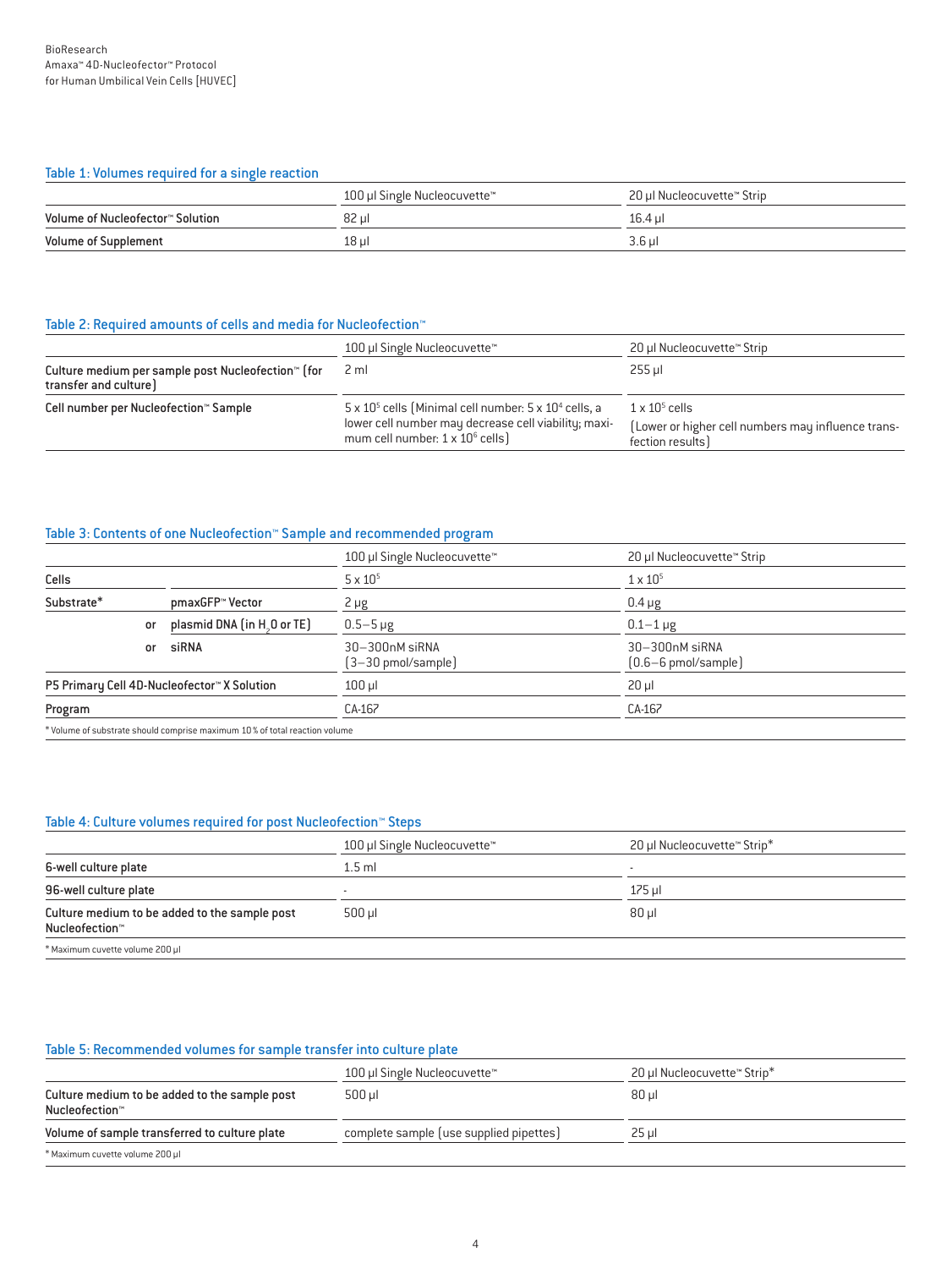### Table 1: Volumes required for a single reaction

| | 100 µl Single Nucleocuvette™ | 20 µl Nucleocuvette™ Strip |
|---|---|---|
| Volume of Nucleofector™ Solution | 82 µl | 16.4 µl |
| Volume of Supplement | 18 µl | 3.6 µl |

### Table 2: Required amounts of cells and media for Nucleofection™

| | 100 µl Single Nucleocuvette™ | 20 µl Nucleocuvette™ Strip |
|---|---|---|
| Culture medium per sample post Nucleofection™ (for transfer and culture) | 2 ml | 255 µl |
| Cell number per Nucleofection™ Sample | $5 \times 10^5$ cells (Minimal cell number: $5 \times 10^4$ cells, a lower cell number may decrease cell viability; maximum cell number: $1 \times 10^6$ cells) | $1 \times 10^5$ cells (Lower or higher cell numbers may influence transfection results) |

### Table 3: Contents of one Nucleofection™ Sample and recommended program

| | | 100 µl Single Nucleocuvette™ | 20 µl Nucleocuvette™ Strip |
|---|---|---|---|
| Cells | | $5 \times 10^5$ | $1 \times 10^5$ |
| Substrate* | pmaxGFP™ Vector | 2 µg | 0.4 µg |
| or | plasmid DNA (in $H_2O$ or TE) | 0.5–5 µg | 0.1–1 µg |
| or | siRNA | 30–300nM siRNA (3–30 pmol/sample) | 30–300nM siRNA (0.6–6 pmol/sample) |
| P5 Primary Cell 4D-Nucleofector™ X Solution | | 100 µl | 20 µl |
| Program | | CA-167 | CA-167 |

\* Volume of substrate should comprise maximum 10 % of total reaction volume

### Table 4: Culture volumes required for post Nucleofection™ Steps

| | 100 µl Single Nucleocuvette™ | 20 µl Nucleocuvette™ Strip* |
|---|---|---|
| 6-well culture plate | 1.5 ml | - |
| 96-well culture plate | - | 175 µl |
| Culture medium to be added to the sample post Nucleofection™ | 500 µl | 80 µl |

\* Maximum cuvette volume 200 µl

### Table 5: Recommended volumes for sample transfer into culture plate

| | 100 µl Single Nucleocuvette™ | 20 µl Nucleocuvette™ Strip* |
|---|---|---|
| Culture medium to be added to the sample post Nucleofection™ | 500 µl | 80 µl |
| Volume of sample transferred to culture plate | complete sample (use supplied pipettes) | 25 µl |

\* Maximum cuvette volume 200 µl